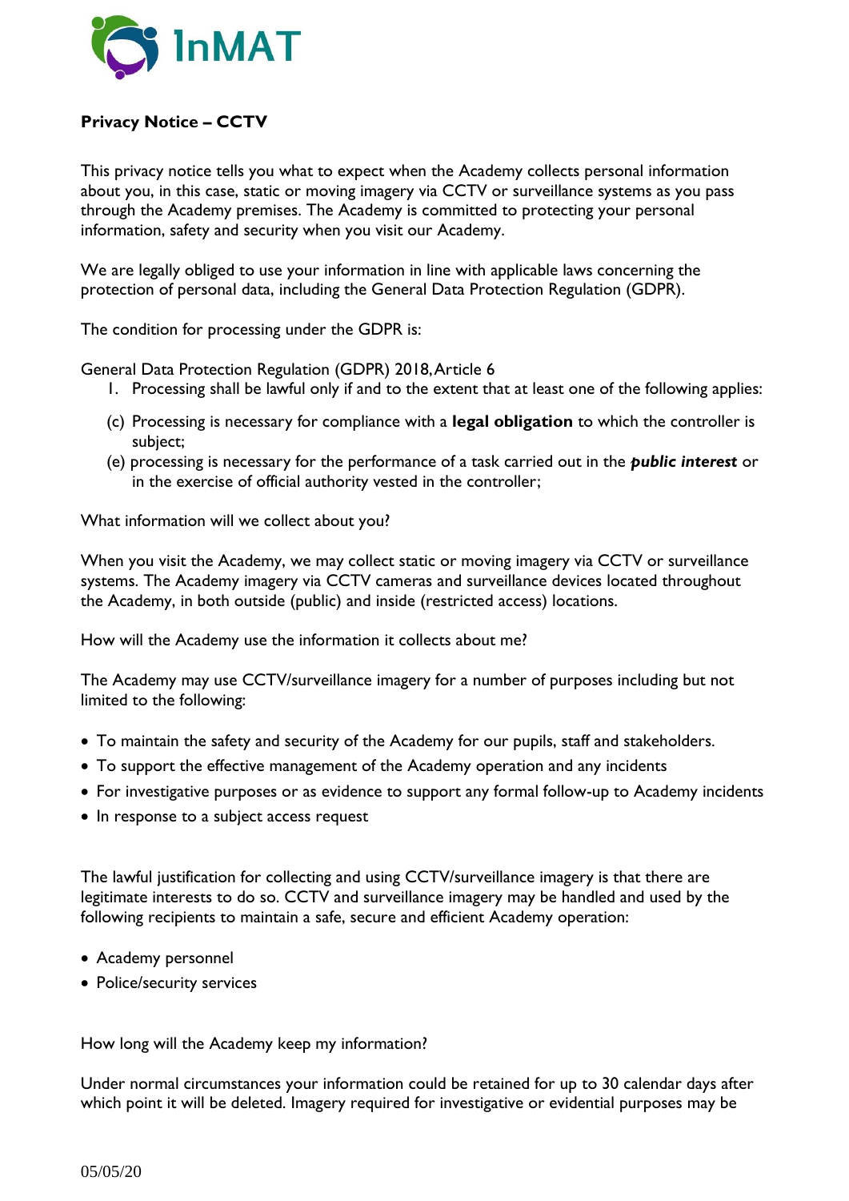InMAT

## Privacy Notice – CCTV

This privacy notice tells you what to expect when the Academy collects personal information about you, in this case, static or moving imagery via CCTV or surveillance systems as you pass through the Academy premises. The Academy is committed to protecting your personal information, safety and security when you visit our Academy.

We are legally obliged to use your information in line with applicable laws concerning the protection of personal data, including the General Data Protection Regulation (GDPR).

The condition for processing under the GDPR is:

General Data Protection Regulation (GDPR) 2018, Article 6

1. Processing shall be lawful only if and to the extent that at least one of the following applies:

(c) Processing is necessary for compliance with a **legal obligation** to which the controller is subject;

(e) processing is necessary for the performance of a task carried out in the ***public interest*** or in the exercise of official authority vested in the controller;

What information will we collect about you?

When you visit the Academy, we may collect static or moving imagery via CCTV or surveillance systems. The Academy imagery via CCTV cameras and surveillance devices located throughout the Academy, in both outside (public) and inside (restricted access) locations.

How will the Academy use the information it collects about me?

The Academy may use CCTV/surveillance imagery for a number of purposes including but not limited to the following:

- To maintain the safety and security of the Academy for our pupils, staff and stakeholders.
- To support the effective management of the Academy operation and any incidents
- For investigative purposes or as evidence to support any formal follow-up to Academy incidents
- In response to a subject access request

The lawful justification for collecting and using CCTV/surveillance imagery is that there are legitimate interests to do so. CCTV and surveillance imagery may be handled and used by the following recipients to maintain a safe, secure and efficient Academy operation:

- Academy personnel
- Police/security services

How long will the Academy keep my information?

Under normal circumstances your information could be retained for up to 30 calendar days after which point it will be deleted. Imagery required for investigative or evidential purposes may be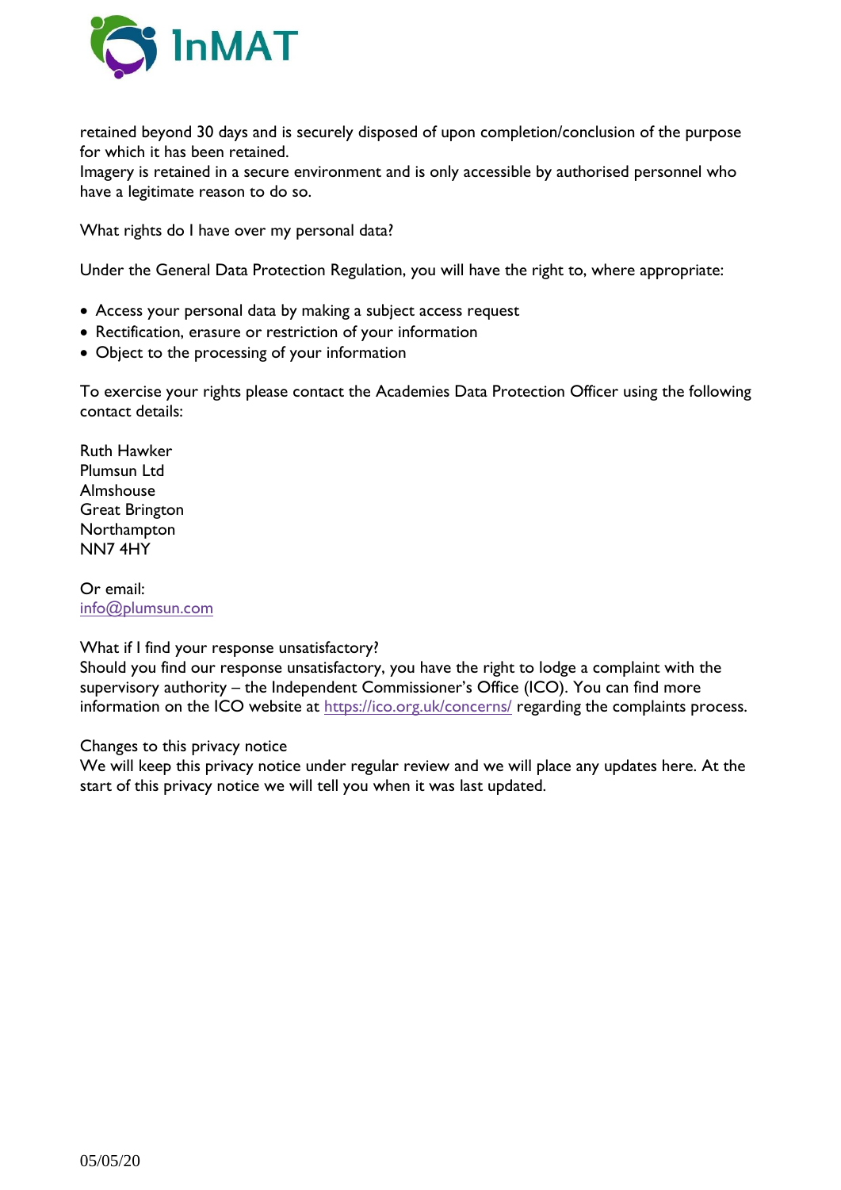retained beyond 30 days and is securely disposed of upon completion/conclusion of the purpose for which it has been retained.
Imagery is retained in a secure environment and is only accessible by authorised personnel who have a legitimate reason to do so.

What rights do I have over my personal data?

Under the General Data Protection Regulation, you will have the right to, where appropriate:

- Access your personal data by making a subject access request
- Rectification, erasure or restriction of your information
- Object to the processing of your information

To exercise your rights please contact the Academies Data Protection Officer using the following contact details:

Ruth Hawker
Plumsun Ltd
Almshouse
Great Brington
Northampton
NN7 4HY

Or email:
info@plumsun.com

What if I find your response unsatisfactory?
Should you find our response unsatisfactory, you have the right to lodge a complaint with the supervisory authority – the Independent Commissioner's Office (ICO). You can find more information on the ICO website at https://ico.org.uk/concerns/ regarding the complaints process.

Changes to this privacy notice
We will keep this privacy notice under regular review and we will place any updates here. At the start of this privacy notice we will tell you when it was last updated.

05/05/20